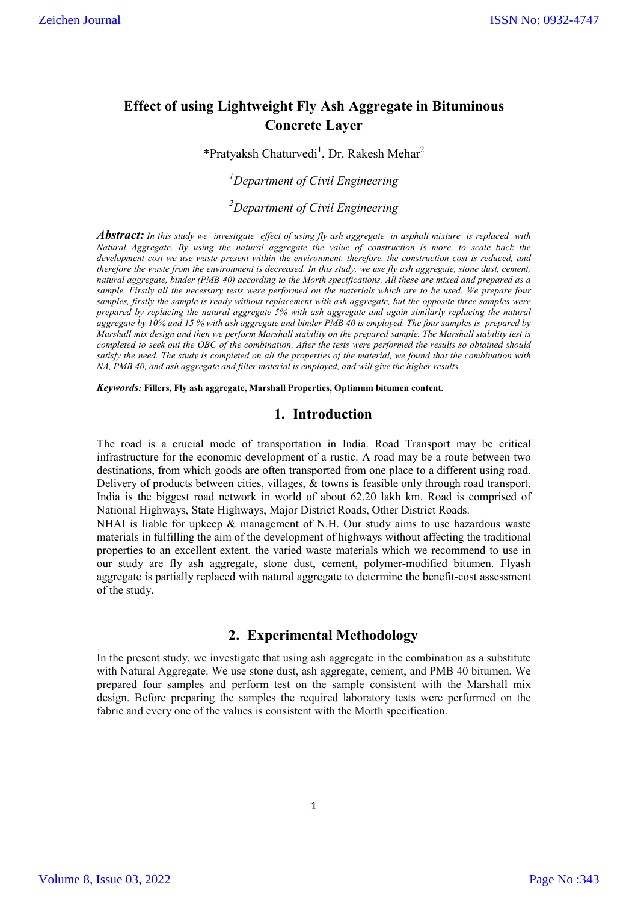# Effect of using Lightweight Fly Ash Aggregate in Bituminous Concrete Layer

*Pratyaksh Chaturvedi[1], Dr. Rakesh Mehar[2]

[1]*Department of Civil Engineering*

[2]*Department of Civil Engineering*

***Abstract:*** *In this study we investigate effect of using fly ash aggregate in asphalt mixture is replaced with Natural Aggregate. By using the natural aggregate the value of construction is more, to scale back the development cost we use waste present within the environment, therefore, the construction cost is reduced, and therefore the waste from the environment is decreased. In this study, we use fly ash aggregate, stone dust, cement, natural aggregate, binder (PMB 40) according to the Morth specifications. All these are mixed and prepared as a sample. Firstly all the necessary tests were performed on the materials which are to be used. We prepare four samples, firstly the sample is ready without replacement with ash aggregate, but the opposite three samples were prepared by replacing the natural aggregate 5% with ash aggregate and again similarly replacing the natural aggregate by 10% and 15 % with ash aggregate and binder PMB 40 is employed. The four samples is prepared by Marshall mix design and then we perform Marshall stability on the prepared sample. The Marshall stability test is completed to seek out the OBC of the combination. After the tests were performed the results so obtained should satisfy the need. The study is completed on all the properties of the material, we found that the combination with NA, PMB 40, and ash aggregate and filler material is employed, and will give the higher results.*

***Keywords:*** **Fillers, Fly ash aggregate, Marshall Properties, Optimum bitumen content.**

## 1. Introduction

The road is a crucial mode of transportation in India. Road Transport may be critical infrastructure for the economic development of a rustic. A road may be a route between two destinations, from which goods are often transported from one place to a different using road. Delivery of products between cities, villages, & towns is feasible only through road transport. India is the biggest road network in world of about 62.20 lakh km. Road is comprised of National Highways, State Highways, Major District Roads, Other District Roads.
NHAI is liable for upkeep & management of N.H. Our study aims to use hazardous waste materials in fulfilling the aim of the development of highways without affecting the traditional properties to an excellent extent. the varied waste materials which we recommend to use in our study are fly ash aggregate, stone dust, cement, polymer-modified bitumen. Flyash aggregate is partially replaced with natural aggregate to determine the benefit-cost assessment of the study.

## 2. Experimental Methodology

In the present study, we investigate that using ash aggregate in the combination as a substitute with Natural Aggregate. We use stone dust, ash aggregate, cement, and PMB 40 bitumen. We prepared four samples and perform test on the sample consistent with the Marshall mix design. Before preparing the samples the required laboratory tests were performed on the fabric and every one of the values is consistent with the Morth specification.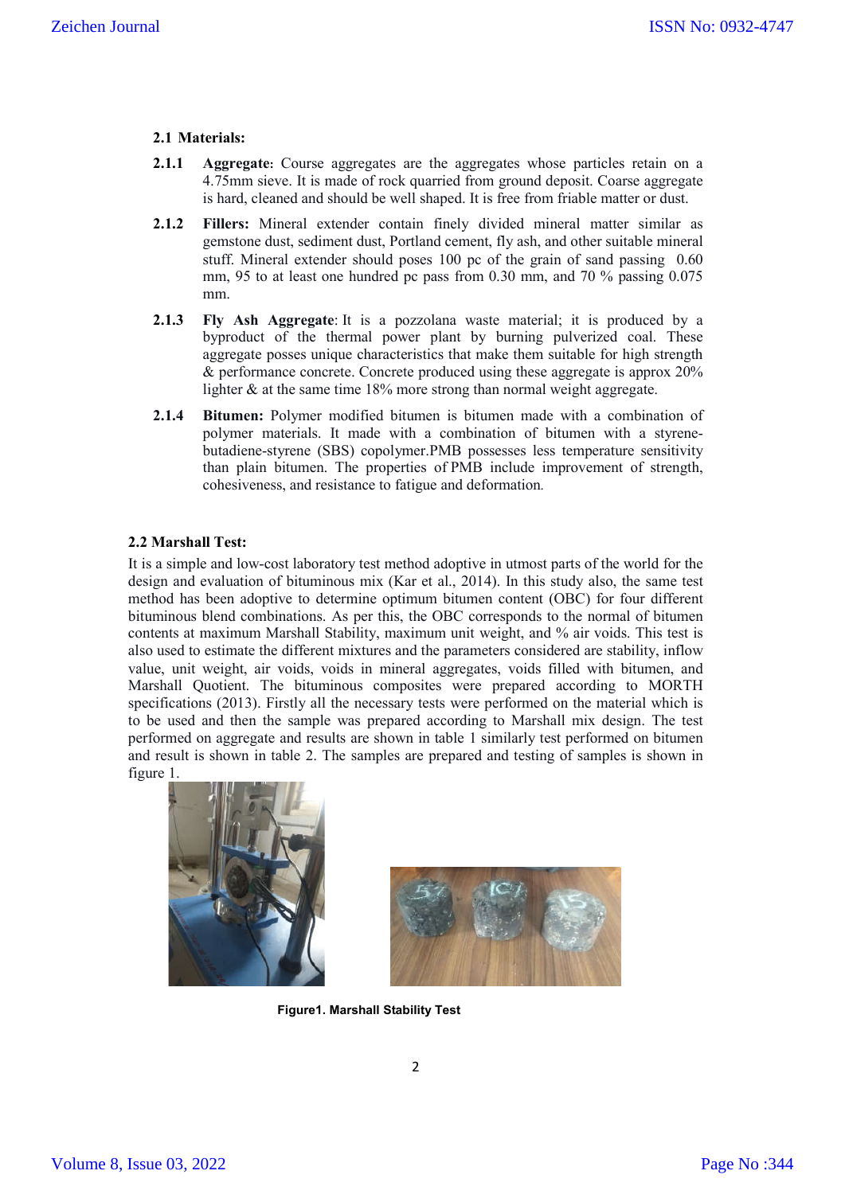### 2.1 Materials:

**2.1.1 Aggregate:** Course aggregates are the aggregates whose particles retain on a 4.75mm sieve. It is made of rock quarried from ground deposit. Coarse aggregate is hard, cleaned and should be well shaped. It is free from friable matter or dust.

**2.1.2 Fillers:** Mineral extender contain finely divided mineral matter similar as gemstone dust, sediment dust, Portland cement, fly ash, and other suitable mineral stuff. Mineral extender should poses 100 pc of the grain of sand passing 0.60 mm, 95 to at least one hundred pc pass from 0.30 mm, and 70 % passing 0.075 mm.

**2.1.3 Fly Ash Aggregate:** It is a pozzolana waste material; it is produced by a byproduct of the thermal power plant by burning pulverized coal. These aggregate posses unique characteristics that make them suitable for high strength & performance concrete. Concrete produced using these aggregate is approx 20% lighter & at the same time 18% more strong than normal weight aggregate.

**2.1.4 Bitumen:** Polymer modified bitumen is bitumen made with a combination of polymer materials. It made with a combination of bitumen with a styrene-butadiene-styrene (SBS) copolymer.PMB possesses less temperature sensitivity than plain bitumen. The properties of PMB include improvement of strength, cohesiveness, and resistance to fatigue and deformation.

### 2.2 Marshall Test:

It is a simple and low-cost laboratory test method adoptive in utmost parts of the world for the design and evaluation of bituminous mix (Kar et al., 2014). In this study also, the same test method has been adoptive to determine optimum bitumen content (OBC) for four different bituminous blend combinations. As per this, the OBC corresponds to the normal of bitumen contents at maximum Marshall Stability, maximum unit weight, and % air voids. This test is also used to estimate the different mixtures and the parameters considered are stability, inflow value, unit weight, air voids, voids in mineral aggregates, voids filled with bitumen, and Marshall Quotient. The bituminous composites were prepared according to MORTH specifications (2013). Firstly all the necessary tests were performed on the material which is to be used and then the sample was prepared according to Marshall mix design. The test performed on aggregate and results are shown in table 1 similarly test performed on bitumen and result is shown in table 2. The samples are prepared and testing of samples is shown in figure 1.

**Figure1. Marshall Stability Test**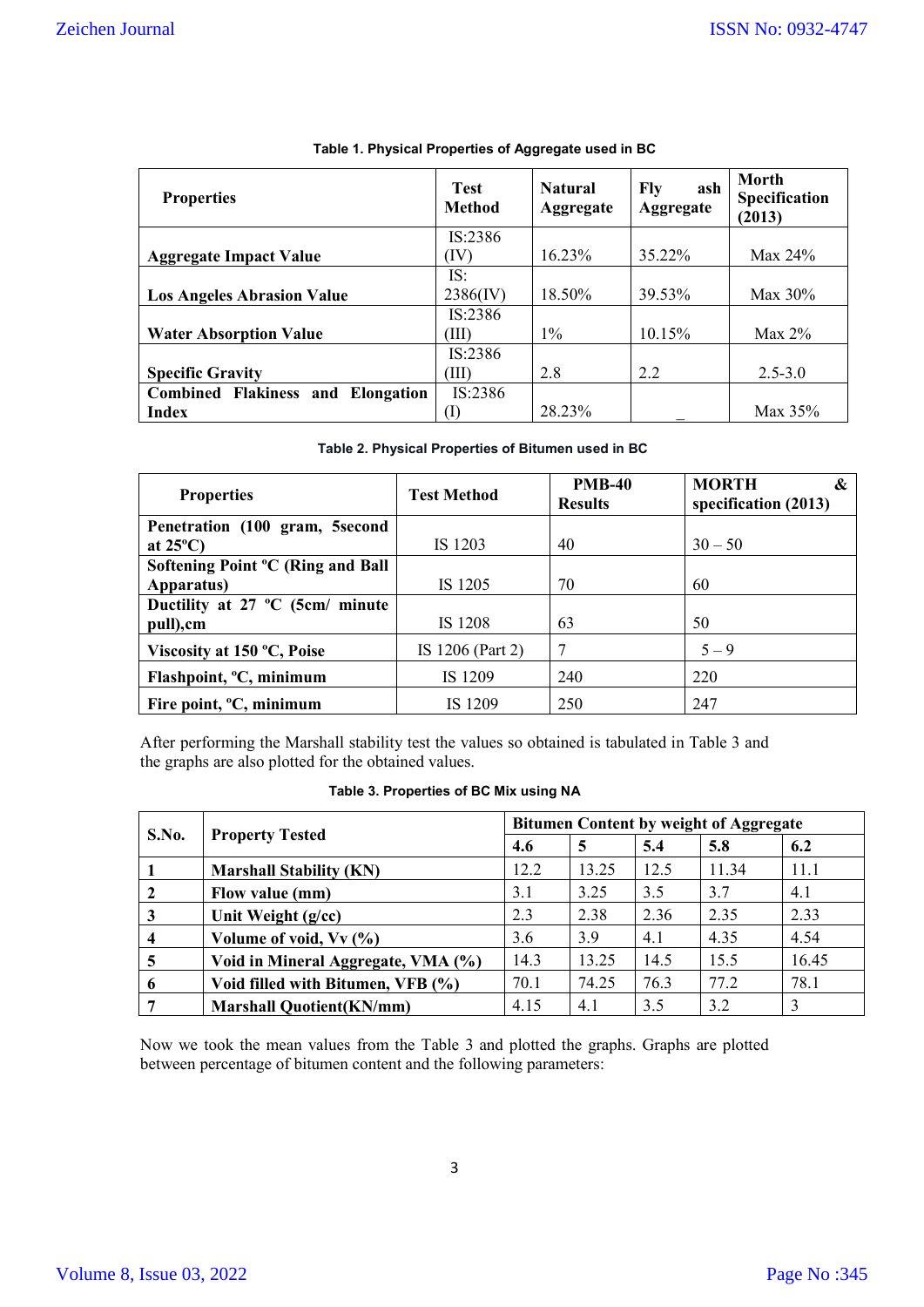**Table 1. Physical Properties of Aggregate used in BC**

| Properties | Test Method | Natural Aggregate | Fly ash Aggregate | Morth Specification (2013) |
|---|---|---|---|---|
| Aggregate Impact Value | IS:2386 (IV) | 16.23% | 35.22% | Max 24% |
| Los Angeles Abrasion Value | IS: 2386(IV) | 18.50% | 39.53% | Max 30% |
| Water Absorption Value | IS:2386 (III) | 1% | 10.15% | Max 2% |
| Specific Gravity | IS:2386 (III) | 2.8 | 2.2 | 2.5-3.0 |
| Combined Flakiness and Elongation Index | IS:2386 (I) | 28.23% | _ | Max 35% |

**Table 2. Physical Properties of Bitumen used in BC**

| Properties | Test Method | PMB-40 Results | MORTH & specification (2013) |
|---|---|---|---|
| Penetration (100 gram, 5second at 25ºC) | IS 1203 | 40 | 30 – 50 |
| Softening Point ºC (Ring and Ball Apparatus) | IS 1205 | 70 | 60 |
| Ductility at 27 ºC (5cm/ minute pull),cm | IS 1208 | 63 | 50 |
| Viscosity at 150 ºC, Poise | IS 1206 (Part 2) | 7 | 5 – 9 |
| Flashpoint, ºC, minimum | IS 1209 | 240 | 220 |
| Fire point, ºC, minimum | IS 1209 | 250 | 247 |

After performing the Marshall stability test the values so obtained is tabulated in Table 3 and the graphs are also plotted for the obtained values.

**Table 3. Properties of BC Mix using NA**

| S.No. | Property Tested | Bitumen Content by weight of Aggregate | | | | |
|---|---|---|---|---|---|---|
| | | 4.6 | 5 | 5.4 | 5.8 | 6.2 |
| 1 | Marshall Stability (KN) | 12.2 | 13.25 | 12.5 | 11.34 | 11.1 |
| 2 | Flow value (mm) | 3.1 | 3.25 | 3.5 | 3.7 | 4.1 |
| 3 | Unit Weight (g/cc) | 2.3 | 2.38 | 2.36 | 2.35 | 2.33 |
| 4 | Volume of void, Vv (%) | 3.6 | 3.9 | 4.1 | 4.35 | 4.54 |
| 5 | Void in Mineral Aggregate, VMA (%) | 14.3 | 13.25 | 14.5 | 15.5 | 16.45 |
| 6 | Void filled with Bitumen, VFB (%) | 70.1 | 74.25 | 76.3 | 77.2 | 78.1 |
| 7 | Marshall Quotient(KN/mm) | 4.15 | 4.1 | 3.5 | 3.2 | 3 |

Now we took the mean values from the Table 3 and plotted the graphs. Graphs are plotted between percentage of bitumen content and the following parameters: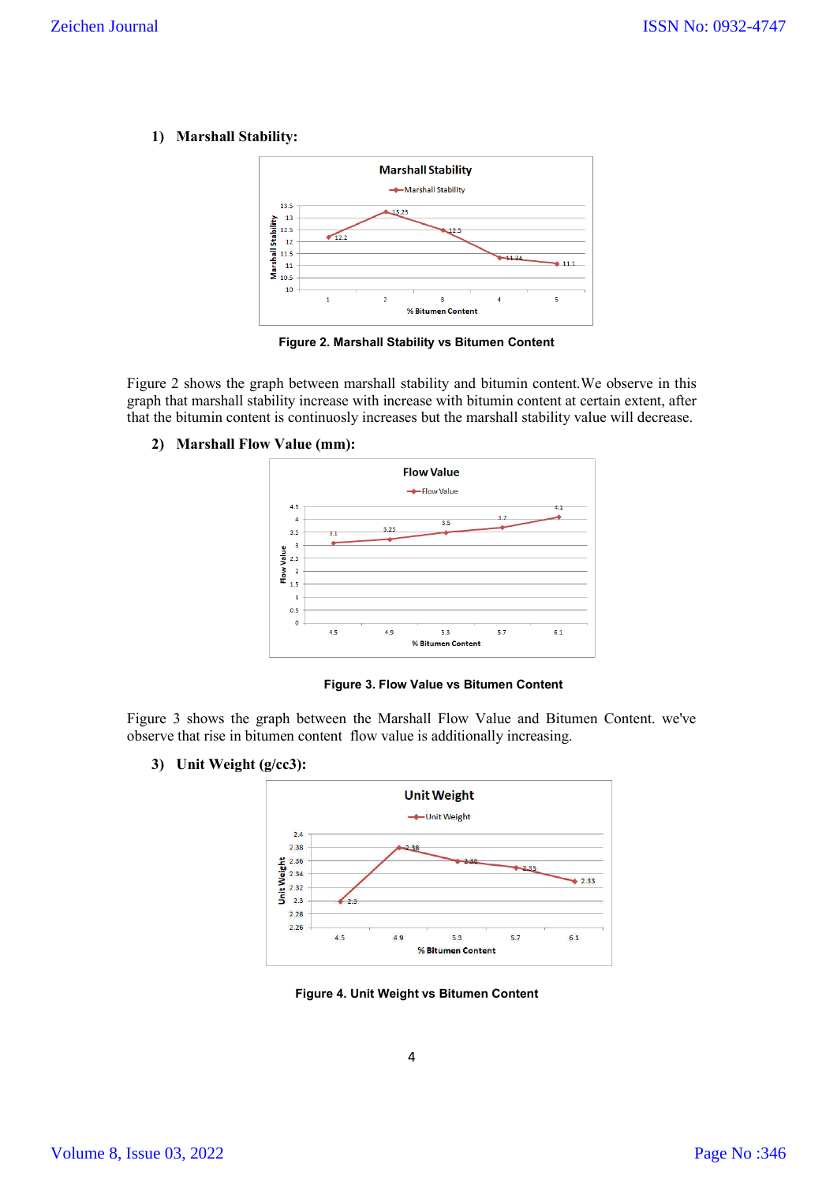### 1) Marshall Stability:

Figure 2. Marshall Stability vs Bitumen Content

Figure 2 shows the graph between marshall stability and bitumen content.We observe in this graph that marshall stability increase with increase with bitumin content at certain extent, after that the bitumin content is continuosly increases but the marshall stability value will decrease.

### 2) Marshall Flow Value (mm):

Figure 3. Flow Value vs Bitumen Content

Figure 3 shows the graph between the Marshall Flow Value and Bitumen Content. we've observe that rise in bitumen content flow value is additionally increasing.

### 3) Unit Weight (g/cc3):

Figure 4. Unit Weight vs Bitumen Content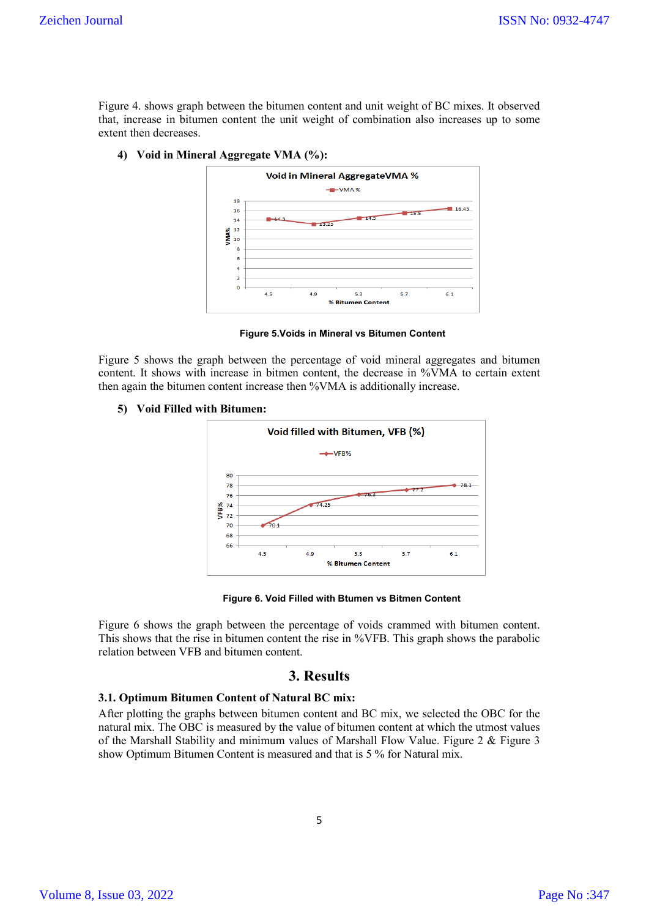Figure 4. shows graph between the bitumen content and unit weight of BC mixes. It observed that, increase in bitumen content the unit weight of combination also increases up to some extent then decreases.

**4) Void in Mineral Aggregate VMA (%):**

**Figure 5.Voids in Mineral vs Bitumen Content**

Figure 5 shows the graph between the percentage of void mineral aggregates and bitumen content. It shows with increase in bitmen content, the decrease in %VMA to certain extent then again the bitumen content increase then %VMA is additionally increase.

**5) Void Filled with Bitumen:**

**Figure 6. Void Filled with Btumen vs Bitmen Content**

Figure 6 shows the graph between the percentage of voids crammed with bitumen content. This shows that the rise in bitumen content the rise in %VFB. This graph shows the parabolic relation between VFB and bitumen content.

# 3. Results

### 3.1. Optimum Bitumen Content of Natural BC mix:

After plotting the graphs between bitumen content and BC mix, we selected the OBC for the natural mix. The OBC is measured by the value of bitumen content at which the utmost values of the Marshall Stability and minimum values of Marshall Flow Value. Figure 2 & Figure 3 show Optimum Bitumen Content is measured and that is 5 % for Natural mix.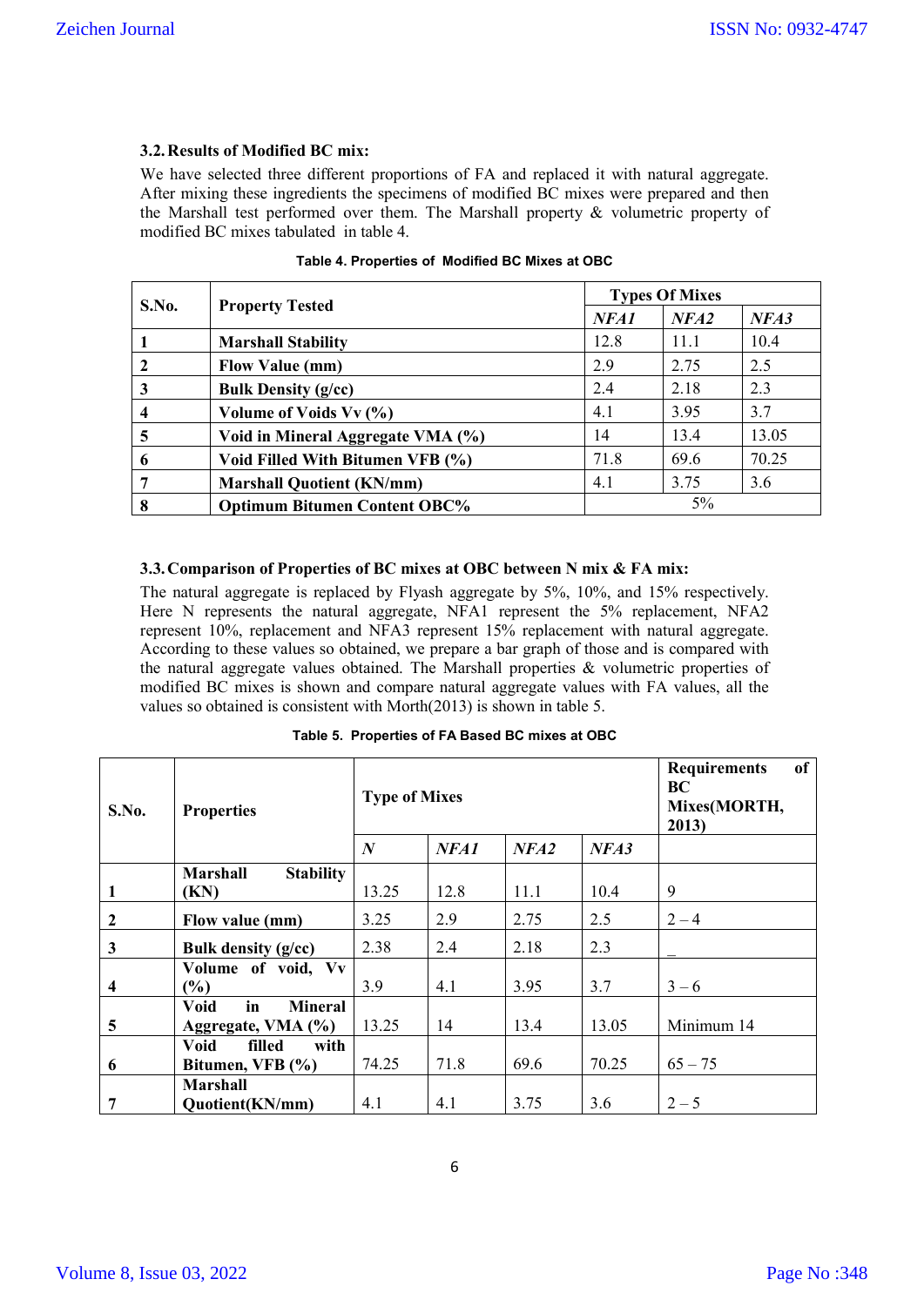### 3.2. Results of Modified BC mix:

We have selected three different proportions of FA and replaced it with natural aggregate. After mixing these ingredients the specimens of modified BC mixes were prepared and then the Marshall test performed over them. The Marshall property & volumetric property of modified BC mixes tabulated in table 4.

**Table 4. Properties of Modified BC Mixes at OBC**

| S.No. | Property Tested | Types Of Mixes | | |
|---|---|---|---|---|
| | | *NFA1* | *NFA2* | *NFA3* |
| **1** | **Marshall Stability** | 12.8 | 11.1 | 10.4 |
| **2** | **Flow Value (mm)** | 2.9 | 2.75 | 2.5 |
| **3** | **Bulk Density (g/cc)** | 2.4 | 2.18 | 2.3 |
| **4** | **Volume of Voids Vv (%)** | 4.1 | 3.95 | 3.7 |
| **5** | **Void in Mineral Aggregate VMA (%)** | 14 | 13.4 | 13.05 |
| **6** | **Void Filled With Bitumen VFB (%)** | 71.8 | 69.6 | 70.25 |
| **7** | **Marshall Quotient (KN/mm)** | 4.1 | 3.75 | 3.6 |
| **8** | **Optimum Bitumen Content OBC%** | 5% | | |

### 3.3. Comparison of Properties of BC mixes at OBC between N mix & FA mix:

The natural aggregate is replaced by Flyash aggregate by 5%, 10%, and 15% respectively. Here N represents the natural aggregate, NFA1 represent the 5% replacement, NFA2 represent 10%, replacement and NFA3 represent 15% replacement with natural aggregate. According to these values so obtained, we prepare a bar graph of those and is compared with the natural aggregate values obtained. The Marshall properties & volumetric properties of modified BC mixes is shown and compare natural aggregate values with FA values, all the values so obtained is consistent with Morth(2013) is shown in table 5.

**Table 5. Properties of FA Based BC mixes at OBC**

| S.No. | Properties | Type of Mixes | | | | Requirements of BC Mixes(MORTH, 2013) |
|---|---|---|---|---|---|---|
| | | *N* | *NFA1* | *NFA2* | *NFA3* | |
| 1 | **Marshall Stability (KN)** | 13.25 | 12.8 | 11.1 | 10.4 | 9 |
| 2 | **Flow value (mm)** | 3.25 | 2.9 | 2.75 | 2.5 | 2 – 4 |
| 3 | **Bulk density (g/cc)** | 2.38 | 2.4 | 2.18 | 2.3 | _ |
| 4 | **Volume of void, Vv (%)** | 3.9 | 4.1 | 3.95 | 3.7 | 3 – 6 |
| 5 | **Void in Mineral Aggregate, VMA (%)** | 13.25 | 14 | 13.4 | 13.05 | Minimum 14 |
| 6 | **Void filled with Bitumen, VFB (%)** | 74.25 | 71.8 | 69.6 | 70.25 | 65 – 75 |
| 7 | **Marshall Quotient(KN/mm)** | 4.1 | 4.1 | 3.75 | 3.6 | 2 – 5 |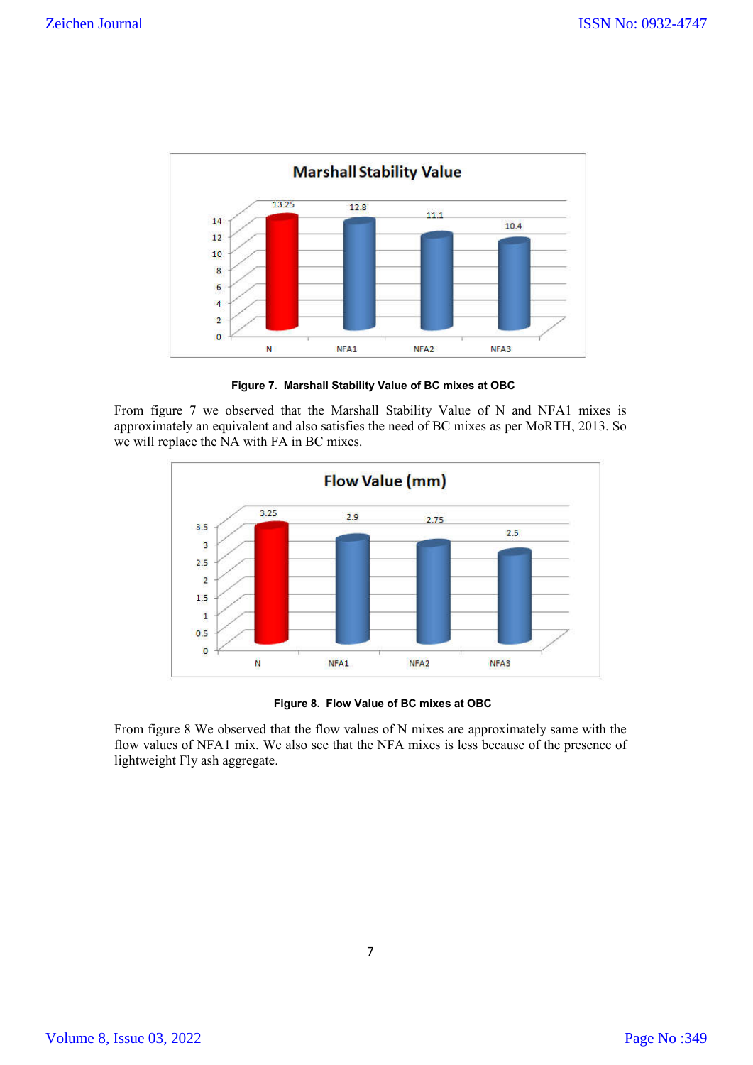**Figure 7. Marshall Stability Value of BC mixes at OBC**

From figure 7 we observed that the Marshall Stability Value of N and NFA1 mixes is approximately an equivalent and also satisfies the need of BC mixes as per MoRTH, 2013. So we will replace the NA with FA in BC mixes.

**Figure 8. Flow Value of BC mixes at OBC**

From figure 8 We observed that the flow values of N mixes are approximately same with the flow values of NFA1 mix. We also see that the NFA mixes is less because of the presence of lightweight Fly ash aggregate.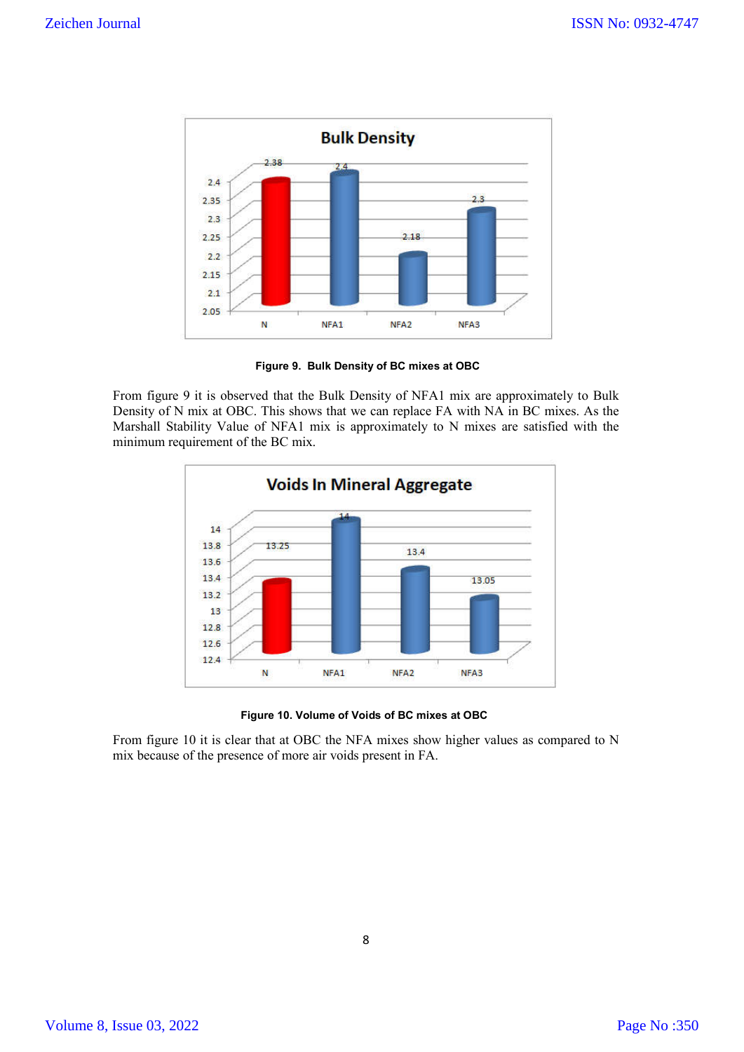**Figure 9. Bulk Density of BC mixes at OBC**

From figure 9 it is observed that the Bulk Density of NFA1 mix are approximately to Bulk Density of N mix at OBC. This shows that we can replace FA with NA in BC mixes. As the Marshall Stability Value of NFA1 mix is approximately to N mixes are satisfied with the minimum requirement of the BC mix.

**Figure 10. Volume of Voids of BC mixes at OBC**

From figure 10 it is clear that at OBC the NFA mixes show higher values as compared to N mix because of the presence of more air voids present in FA.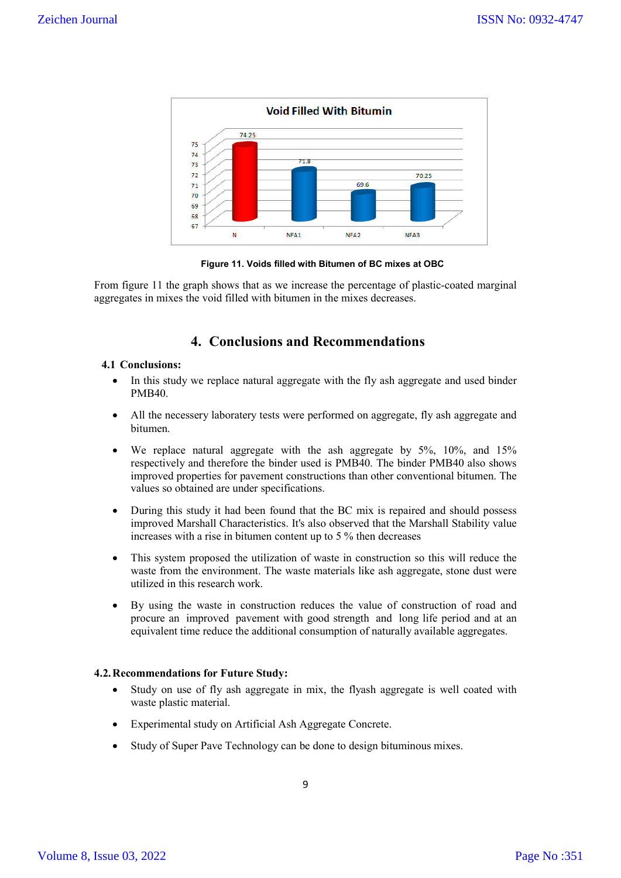Figure 11. Voids filled with Bitumen of BC mixes at OBC

From figure 11 the graph shows that as we increase the percentage of plastic-coated marginal aggregates in mixes the void filled with bitumen in the mixes decreases.

## 4. Conclusions and Recommendations

### 4.1 Conclusions:

- In this study we replace natural aggregate with the fly ash aggregate and used binder PMB40.
- All the necessery laboratery tests were performed on aggregate, fly ash aggregate and bitumen.
- We replace natural aggregate with the ash aggregate by 5%, 10%, and 15% respectively and therefore the binder used is PMB40. The binder PMB40 also shows improved properties for pavement constructions than other conventional bitumen. The values so obtained are under specifications.
- During this study it had been found that the BC mix is repaired and should possess improved Marshall Characteristics. It's also observed that the Marshall Stability value increases with a rise in bitumen content up to 5 % then decreases
- This system proposed the utilization of waste in construction so this will reduce the waste from the environment. The waste materials like ash aggregate, stone dust were utilized in this research work.
- By using the waste in construction reduces the value of construction of road and procure an improved pavement with good strength and long life period and at an equivalent time reduce the additional consumption of naturally available aggregates.

### 4.2. Recommendations for Future Study:

- Study on use of fly ash aggregate in mix, the flyash aggregate is well coated with waste plastic material.
- Experimental study on Artificial Ash Aggregate Concrete.
- Study of Super Pave Technology can be done to design bituminous mixes.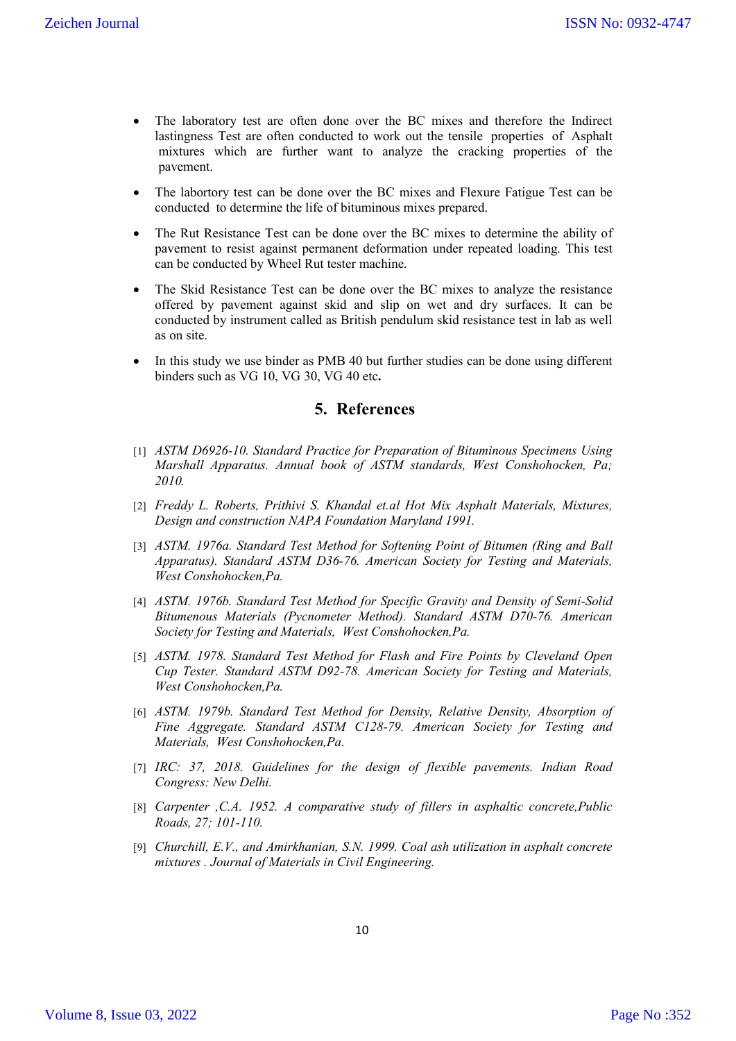- The laboratory test are often done over the BC mixes and therefore the Indirect lastingness Test are often conducted to work out the tensile properties of Asphalt mixtures which are further want to analyze the cracking properties of the pavement.
- The labortory test can be done over the BC mixes and Flexure Fatigue Test can be conducted to determine the life of bituminous mixes prepared.
- The Rut Resistance Test can be done over the BC mixes to determine the ability of pavement to resist against permanent deformation under repeated loading. This test can be conducted by Wheel Rut tester machine.
- The Skid Resistance Test can be done over the BC mixes to analyze the resistance offered by pavement against skid and slip on wet and dry surfaces. It can be conducted by instrument called as British pendulum skid resistance test in lab as well as on site.
- In this study we use binder as PMB 40 but further studies can be done using different binders such as VG 10, VG 30, VG 40 etc**.**

## 5. References

[1] *ASTM D6926-10. Standard Practice for Preparation of Bituminous Specimens Using Marshall Apparatus. Annual book of ASTM standards, West Conshohocken, Pa; 2010.*

[2] *Freddy L. Roberts, Prithivi S. Khandal et.al Hot Mix Asphalt Materials, Mixtures, Design and construction NAPA Foundation Maryland 1991.*

[3] *ASTM. 1976a. Standard Test Method for Softening Point of Bitumen (Ring and Ball Apparatus). Standard ASTM D36-76. American Society for Testing and Materials, West Conshohocken,Pa.*

[4] *ASTM. 1976b. Standard Test Method for Specific Gravity and Density of Semi-Solid Bitumenous Materials (Pycnometer Method). Standard ASTM D70-76. American Society for Testing and Materials, West Conshohocken,Pa.*

[5] *ASTM. 1978. Standard Test Method for Flash and Fire Points by Cleveland Open Cup Tester. Standard ASTM D92-78. American Society for Testing and Materials, West Conshohocken,Pa.*

[6] *ASTM. 1979b. Standard Test Method for Density, Relative Density, Absorption of Fine Aggregate. Standard ASTM C128-79. American Society for Testing and Materials, West Conshohocken,Pa.*

[7] *IRC: 37, 2018. Guidelines for the design of flexible pavements. Indian Road Congress: New Delhi.*

[8] *Carpenter ,C.A. 1952. A comparative study of fillers in asphaltic concrete,Public Roads, 27; 101-110.*

[9] *Churchill, E.V., and Amirkhanian, S.N. 1999. Coal ash utilization in asphalt concrete mixtures . Journal of Materials in Civil Engineering.*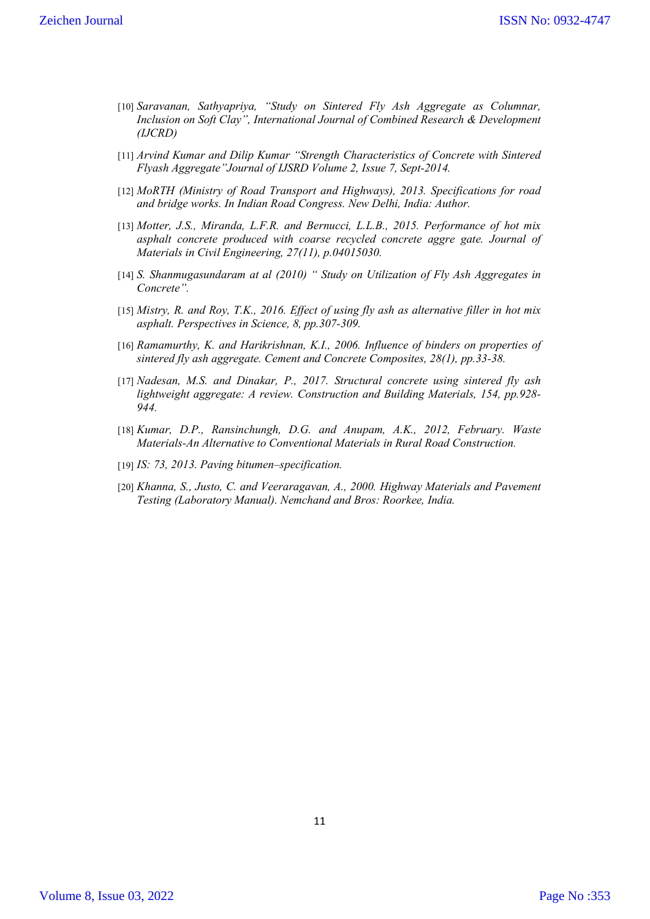[10] *Saravanan, Sathyapriya, "Study on Sintered Fly Ash Aggregate as Columnar, Inclusion on Soft Clay", International Journal of Combined Research & Development (IJCRD)*

[11] *Arvind Kumar and Dilip Kumar "Strength Characteristics of Concrete with Sintered Flyash Aggregate"Journal of IJSRD Volume 2, Issue 7, Sept-2014.*

[12] *MoRTH (Ministry of Road Transport and Highways), 2013. Specifications for road and bridge works. In Indian Road Congress. New Delhi, India: Author.*

[13] *Motter, J.S., Miranda, L.F.R. and Bernucci, L.L.B., 2015. Performance of hot mix asphalt concrete produced with coarse recycled concrete aggre gate. Journal of Materials in Civil Engineering, 27(11), p.04015030.*

[14] *S. Shanmugasundaram at al (2010) " Study on Utilization of Fly Ash Aggregates in Concrete".*

[15] *Mistry, R. and Roy, T.K., 2016. Effect of using fly ash as alternative filler in hot mix asphalt. Perspectives in Science, 8, pp.307-309.*

[16] *Ramamurthy, K. and Harikrishnan, K.I., 2006. Influence of binders on properties of sintered fly ash aggregate. Cement and Concrete Composites, 28(1), pp.33-38.*

[17] *Nadesan, M.S. and Dinakar, P., 2017. Structural concrete using sintered fly ash lightweight aggregate: A review. Construction and Building Materials, 154, pp.928-944.*

[18] *Kumar, D.P., Ransinchungh, D.G. and Anupam, A.K., 2012, February. Waste Materials-An Alternative to Conventional Materials in Rural Road Construction.*

[19] *IS: 73, 2013. Paving bitumen–specification.*

[20] *Khanna, S., Justo, C. and Veeraragavan, A., 2000. Highway Materials and Pavement Testing (Laboratory Manual). Nemchand and Bros: Roorkee, India.*